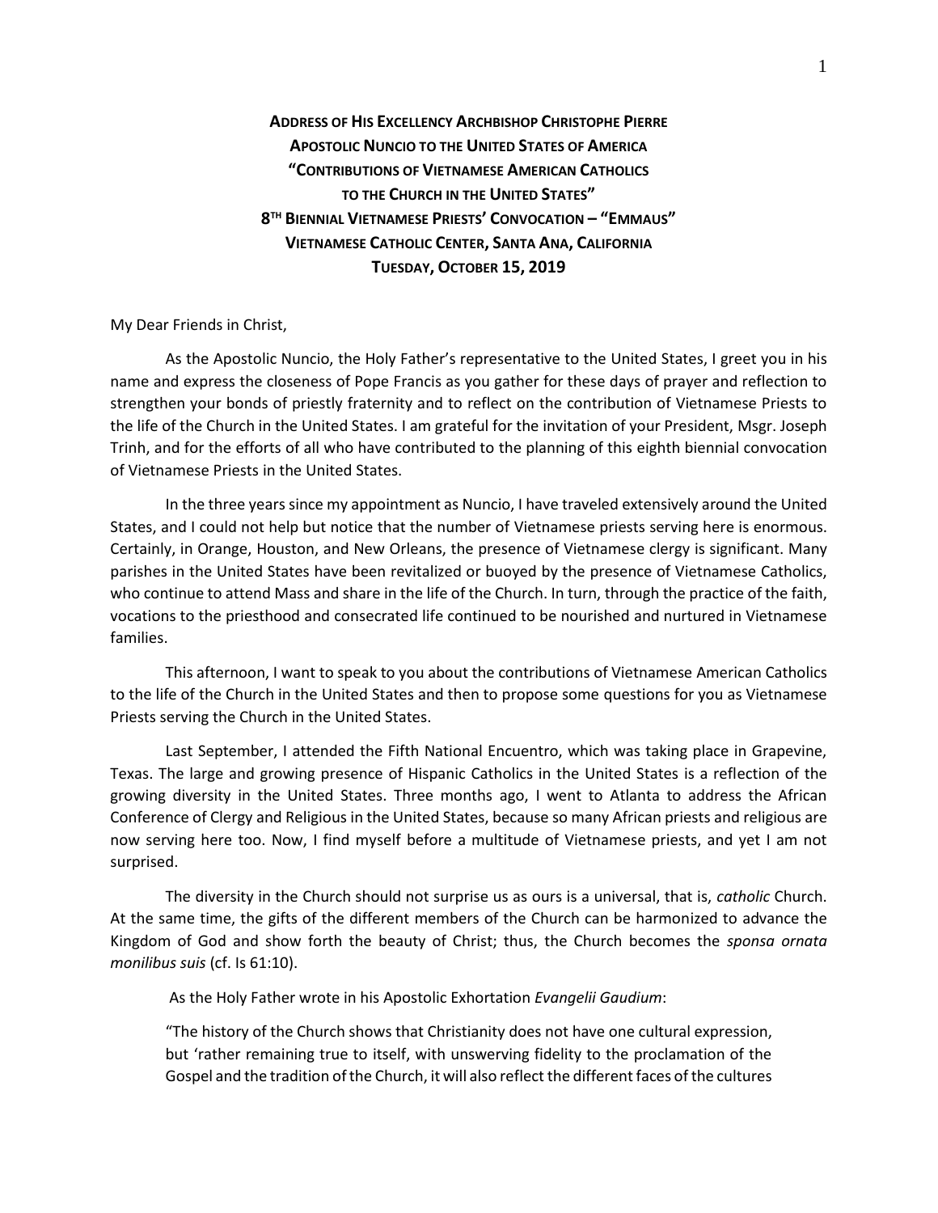**ADDRESS OF HIS EXCELLENCY ARCHBISHOP CHRISTOPHE PIERRE**
**APOSTOLIC NUNCIO TO THE UNITED STATES OF AMERICA**
**"CONTRIBUTIONS OF VIETNAMESE AMERICAN CATHOLICS**
**TO THE CHURCH IN THE UNITED STATES"**
**8TH BIENNIAL VIETNAMESE PRIESTS' CONVOCATION – "EMMAUS"**
**VIETNAMESE CATHOLIC CENTER, SANTA ANA, CALIFORNIA**
**TUESDAY, OCTOBER 15, 2019**

My Dear Friends in Christ,

As the Apostolic Nuncio, the Holy Father's representative to the United States, I greet you in his name and express the closeness of Pope Francis as you gather for these days of prayer and reflection to strengthen your bonds of priestly fraternity and to reflect on the contribution of Vietnamese Priests to the life of the Church in the United States. I am grateful for the invitation of your President, Msgr. Joseph Trinh, and for the efforts of all who have contributed to the planning of this eighth biennial convocation of Vietnamese Priests in the United States.

In the three years since my appointment as Nuncio, I have traveled extensively around the United States, and I could not help but notice that the number of Vietnamese priests serving here is enormous. Certainly, in Orange, Houston, and New Orleans, the presence of Vietnamese clergy is significant. Many parishes in the United States have been revitalized or buoyed by the presence of Vietnamese Catholics, who continue to attend Mass and share in the life of the Church. In turn, through the practice of the faith, vocations to the priesthood and consecrated life continued to be nourished and nurtured in Vietnamese families.

This afternoon, I want to speak to you about the contributions of Vietnamese American Catholics to the life of the Church in the United States and then to propose some questions for you as Vietnamese Priests serving the Church in the United States.

Last September, I attended the Fifth National Encuentro, which was taking place in Grapevine, Texas. The large and growing presence of Hispanic Catholics in the United States is a reflection of the growing diversity in the United States. Three months ago, I went to Atlanta to address the African Conference of Clergy and Religious in the United States, because so many African priests and religious are now serving here too. Now, I find myself before a multitude of Vietnamese priests, and yet I am not surprised.

The diversity in the Church should not surprise us as ours is a universal, that is, *catholic* Church. At the same time, the gifts of the different members of the Church can be harmonized to advance the Kingdom of God and show forth the beauty of Christ; thus, the Church becomes the *sponsa ornata monilibus suis* (cf. Is 61:10).

As the Holy Father wrote in his Apostolic Exhortation *Evangelii Gaudium*:

> "The history of the Church shows that Christianity does not have one cultural expression, but 'rather remaining true to itself, with unswerving fidelity to the proclamation of the Gospel and the tradition of the Church, it will also reflect the different faces of the cultures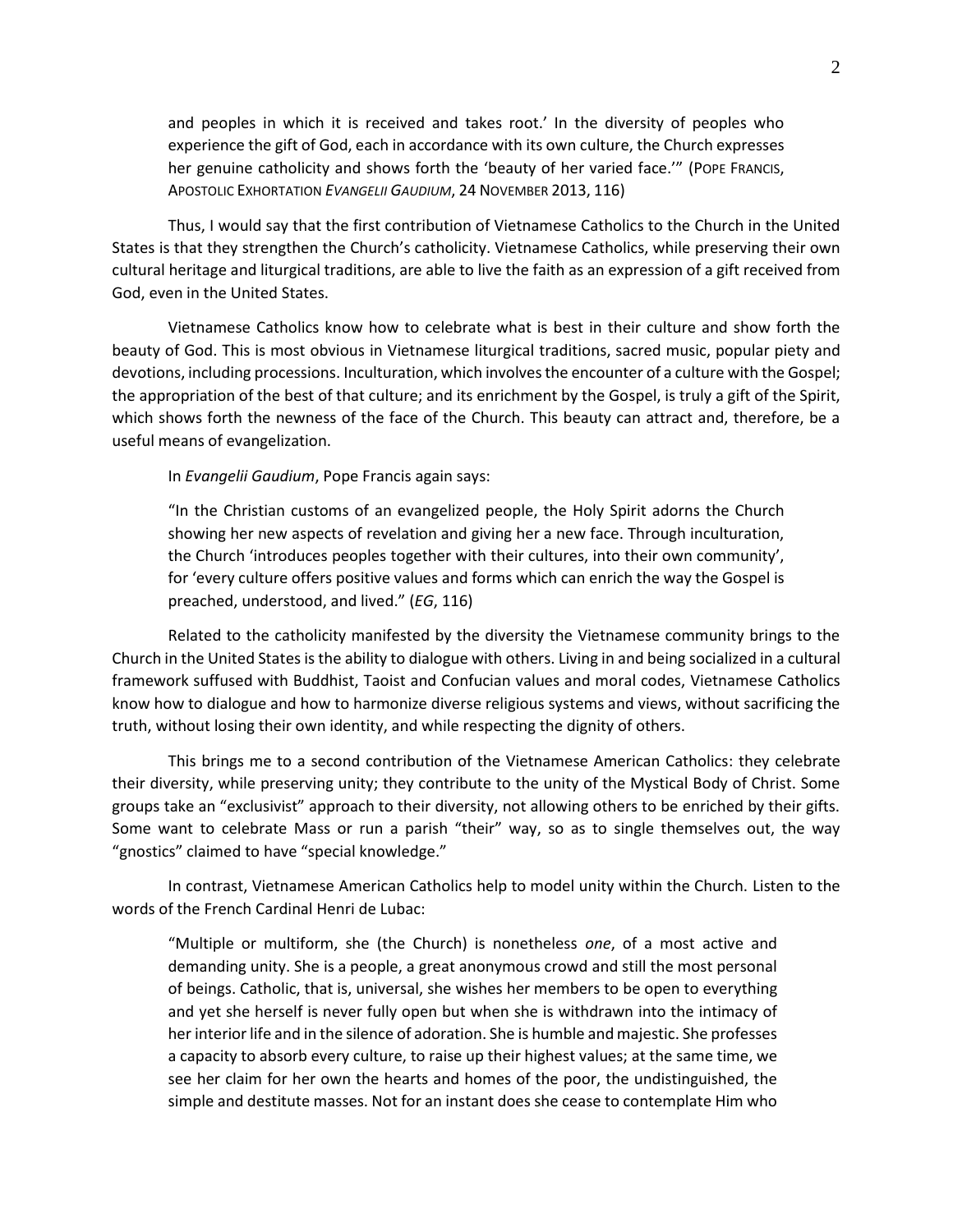> and peoples in which it is received and takes root.' In the diversity of peoples who experience the gift of God, each in accordance with its own culture, the Church expresses her genuine catholicity and shows forth the 'beauty of her varied face.'" (POPE FRANCIS, APOSTOLIC EXHORTATION *EVANGELII GAUDIUM*, 24 NOVEMBER 2013, 116)

Thus, I would say that the first contribution of Vietnamese Catholics to the Church in the United States is that they strengthen the Church's catholicity. Vietnamese Catholics, while preserving their own cultural heritage and liturgical traditions, are able to live the faith as an expression of a gift received from God, even in the United States.

Vietnamese Catholics know how to celebrate what is best in their culture and show forth the beauty of God. This is most obvious in Vietnamese liturgical traditions, sacred music, popular piety and devotions, including processions. Inculturation, which involves the encounter of a culture with the Gospel; the appropriation of the best of that culture; and its enrichment by the Gospel, is truly a gift of the Spirit, which shows forth the newness of the face of the Church. This beauty can attract and, therefore, be a useful means of evangelization.

In *Evangelii Gaudium*, Pope Francis again says:

> "In the Christian customs of an evangelized people, the Holy Spirit adorns the Church showing her new aspects of revelation and giving her a new face. Through inculturation, the Church 'introduces peoples together with their cultures, into their own community', for 'every culture offers positive values and forms which can enrich the way the Gospel is preached, understood, and lived." (*EG*, 116)

Related to the catholicity manifested by the diversity the Vietnamese community brings to the Church in the United States is the ability to dialogue with others. Living in and being socialized in a cultural framework suffused with Buddhist, Taoist and Confucian values and moral codes, Vietnamese Catholics know how to dialogue and how to harmonize diverse religious systems and views, without sacrificing the truth, without losing their own identity, and while respecting the dignity of others.

This brings me to a second contribution of the Vietnamese American Catholics: they celebrate their diversity, while preserving unity; they contribute to the unity of the Mystical Body of Christ. Some groups take an "exclusivist" approach to their diversity, not allowing others to be enriched by their gifts. Some want to celebrate Mass or run a parish "their" way, so as to single themselves out, the way "gnostics" claimed to have "special knowledge."

In contrast, Vietnamese American Catholics help to model unity within the Church. Listen to the words of the French Cardinal Henri de Lubac:

> "Multiple or multiform, she (the Church) is nonetheless *one*, of a most active and demanding unity. She is a people, a great anonymous crowd and still the most personal of beings. Catholic, that is, universal, she wishes her members to be open to everything and yet she herself is never fully open but when she is withdrawn into the intimacy of her interior life and in the silence of adoration. She is humble and majestic. She professes a capacity to absorb every culture, to raise up their highest values; at the same time, we see her claim for her own the hearts and homes of the poor, the undistinguished, the simple and destitute masses. Not for an instant does she cease to contemplate Him who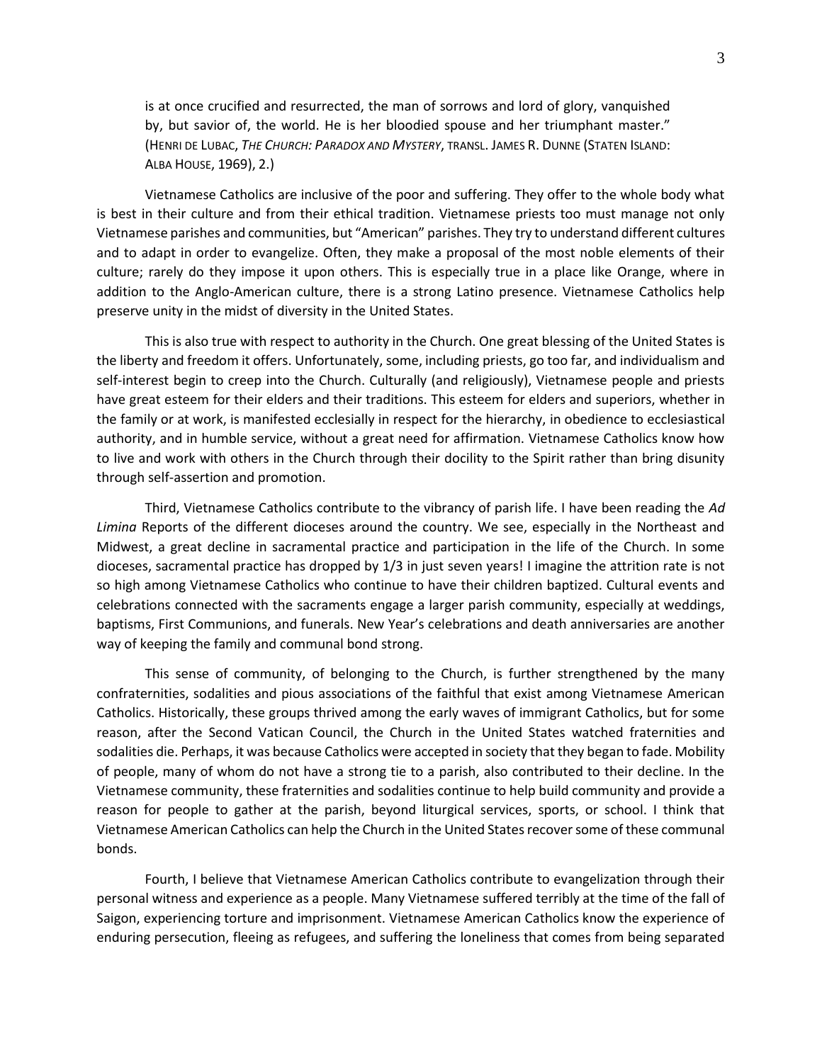> is at once crucified and resurrected, the man of sorrows and lord of glory, vanquished by, but savior of, the world. He is her bloodied spouse and her triumphant master." (HENRI DE LUBAC, *THE CHURCH: PARADOX AND MYSTERY*, TRANSL. JAMES R. DUNNE (STATEN ISLAND: ALBA HOUSE, 1969), 2.)

Vietnamese Catholics are inclusive of the poor and suffering. They offer to the whole body what is best in their culture and from their ethical tradition. Vietnamese priests too must manage not only Vietnamese parishes and communities, but "American" parishes. They try to understand different cultures and to adapt in order to evangelize. Often, they make a proposal of the most noble elements of their culture; rarely do they impose it upon others. This is especially true in a place like Orange, where in addition to the Anglo-American culture, there is a strong Latino presence. Vietnamese Catholics help preserve unity in the midst of diversity in the United States.

This is also true with respect to authority in the Church. One great blessing of the United States is the liberty and freedom it offers. Unfortunately, some, including priests, go too far, and individualism and self-interest begin to creep into the Church. Culturally (and religiously), Vietnamese people and priests have great esteem for their elders and their traditions. This esteem for elders and superiors, whether in the family or at work, is manifested ecclesially in respect for the hierarchy, in obedience to ecclesiastical authority, and in humble service, without a great need for affirmation. Vietnamese Catholics know how to live and work with others in the Church through their docility to the Spirit rather than bring disunity through self-assertion and promotion.

Third, Vietnamese Catholics contribute to the vibrancy of parish life. I have been reading the *Ad Limina* Reports of the different dioceses around the country. We see, especially in the Northeast and Midwest, a great decline in sacramental practice and participation in the life of the Church. In some dioceses, sacramental practice has dropped by 1/3 in just seven years! I imagine the attrition rate is not so high among Vietnamese Catholics who continue to have their children baptized. Cultural events and celebrations connected with the sacraments engage a larger parish community, especially at weddings, baptisms, First Communions, and funerals. New Year's celebrations and death anniversaries are another way of keeping the family and communal bond strong.

This sense of community, of belonging to the Church, is further strengthened by the many confraternities, sodalities and pious associations of the faithful that exist among Vietnamese American Catholics. Historically, these groups thrived among the early waves of immigrant Catholics, but for some reason, after the Second Vatican Council, the Church in the United States watched fraternities and sodalities die. Perhaps, it was because Catholics were accepted in society that they began to fade. Mobility of people, many of whom do not have a strong tie to a parish, also contributed to their decline. In the Vietnamese community, these fraternities and sodalities continue to help build community and provide a reason for people to gather at the parish, beyond liturgical services, sports, or school. I think that Vietnamese American Catholics can help the Church in the United States recover some of these communal bonds.

Fourth, I believe that Vietnamese American Catholics contribute to evangelization through their personal witness and experience as a people. Many Vietnamese suffered terribly at the time of the fall of Saigon, experiencing torture and imprisonment. Vietnamese American Catholics know the experience of enduring persecution, fleeing as refugees, and suffering the loneliness that comes from being separated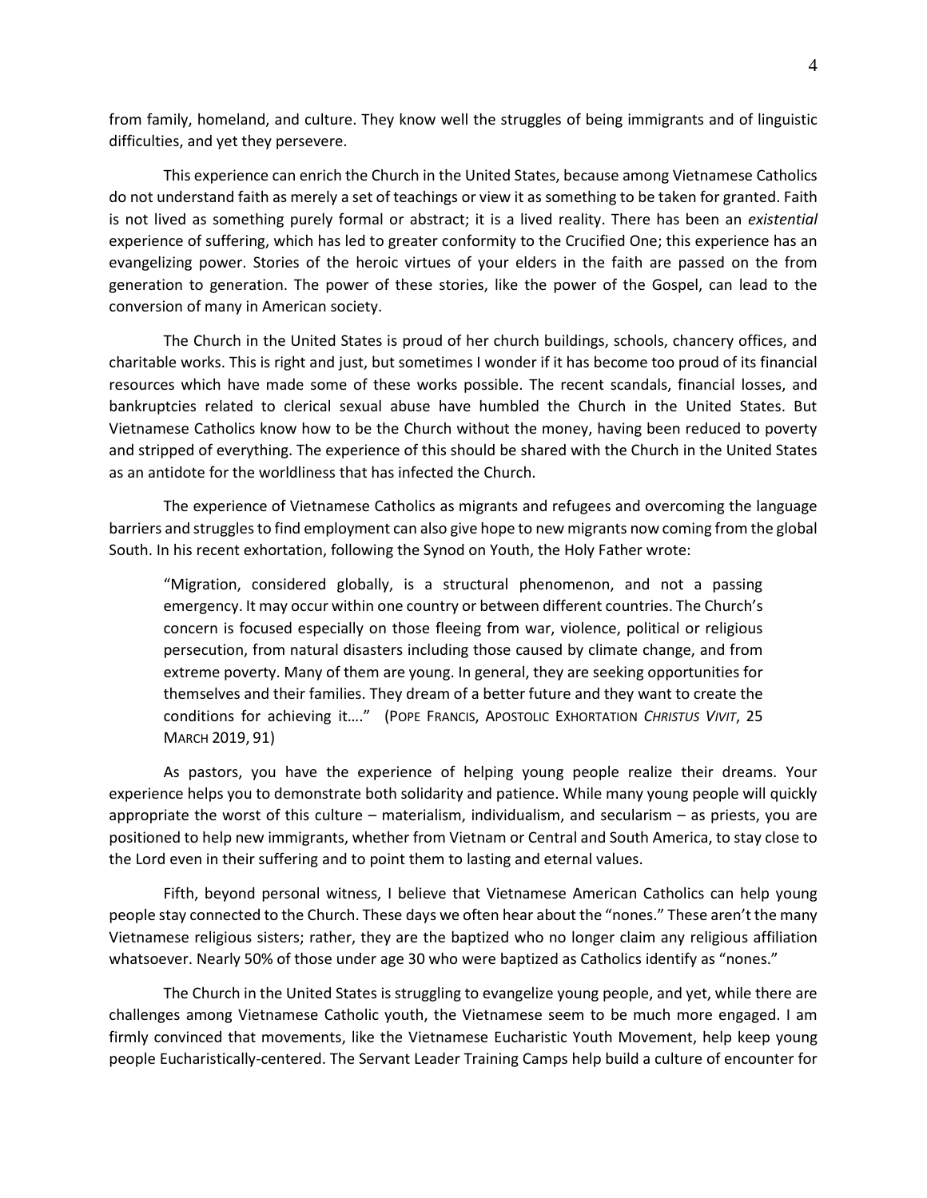from family, homeland, and culture. They know well the struggles of being immigrants and of linguistic difficulties, and yet they persevere.

This experience can enrich the Church in the United States, because among Vietnamese Catholics do not understand faith as merely a set of teachings or view it as something to be taken for granted. Faith is not lived as something purely formal or abstract; it is a lived reality. There has been an *existential* experience of suffering, which has led to greater conformity to the Crucified One; this experience has an evangelizing power. Stories of the heroic virtues of your elders in the faith are passed on the from generation to generation. The power of these stories, like the power of the Gospel, can lead to the conversion of many in American society.

The Church in the United States is proud of her church buildings, schools, chancery offices, and charitable works. This is right and just, but sometimes I wonder if it has become too proud of its financial resources which have made some of these works possible. The recent scandals, financial losses, and bankruptcies related to clerical sexual abuse have humbled the Church in the United States. But Vietnamese Catholics know how to be the Church without the money, having been reduced to poverty and stripped of everything. The experience of this should be shared with the Church in the United States as an antidote for the worldliness that has infected the Church.

The experience of Vietnamese Catholics as migrants and refugees and overcoming the language barriers and struggles to find employment can also give hope to new migrants now coming from the global South. In his recent exhortation, following the Synod on Youth, the Holy Father wrote:

> "Migration, considered globally, is a structural phenomenon, and not a passing emergency. It may occur within one country or between different countries. The Church's concern is focused especially on those fleeing from war, violence, political or religious persecution, from natural disasters including those caused by climate change, and from extreme poverty. Many of them are young. In general, they are seeking opportunities for themselves and their families. They dream of a better future and they want to create the conditions for achieving it…." (Pope Francis, Apostolic Exhortation *Christus Vivit*, 25 March 2019, 91)

As pastors, you have the experience of helping young people realize their dreams. Your experience helps you to demonstrate both solidarity and patience. While many young people will quickly appropriate the worst of this culture – materialism, individualism, and secularism – as priests, you are positioned to help new immigrants, whether from Vietnam or Central and South America, to stay close to the Lord even in their suffering and to point them to lasting and eternal values.

Fifth, beyond personal witness, I believe that Vietnamese American Catholics can help young people stay connected to the Church. These days we often hear about the "nones." These aren't the many Vietnamese religious sisters; rather, they are the baptized who no longer claim any religious affiliation whatsoever. Nearly 50% of those under age 30 who were baptized as Catholics identify as "nones."

The Church in the United States is struggling to evangelize young people, and yet, while there are challenges among Vietnamese Catholic youth, the Vietnamese seem to be much more engaged. I am firmly convinced that movements, like the Vietnamese Eucharistic Youth Movement, help keep young people Eucharistically-centered. The Servant Leader Training Camps help build a culture of encounter for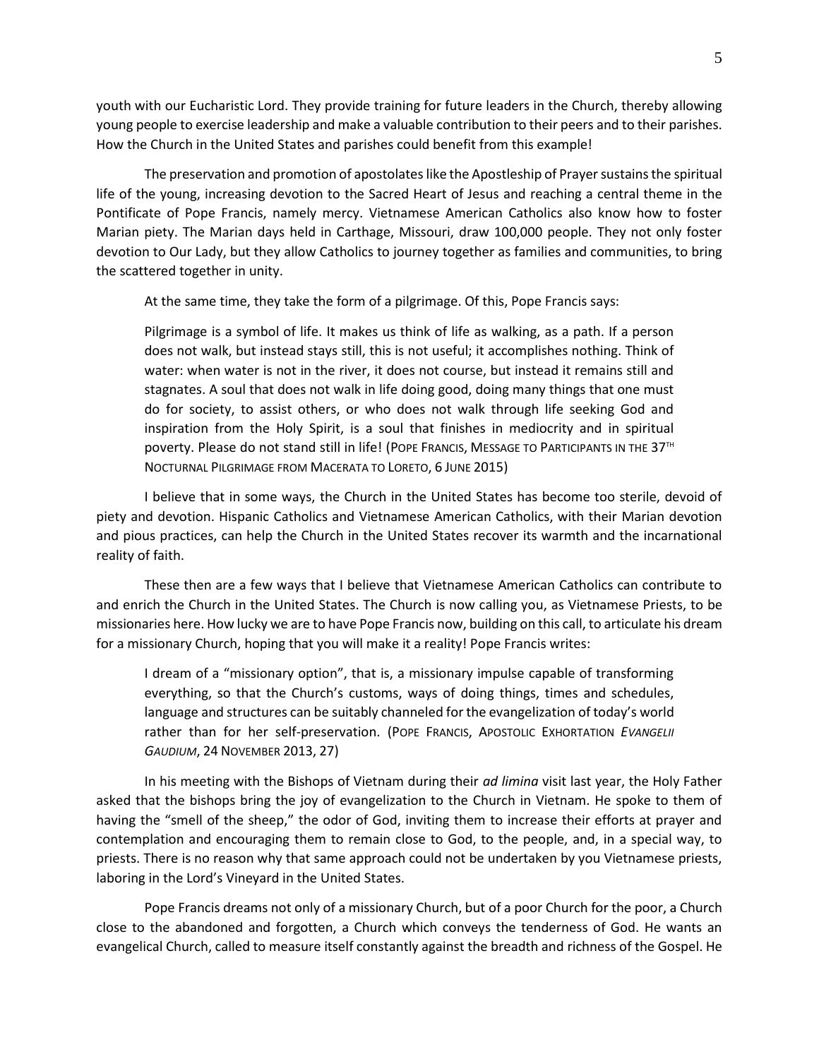youth with our Eucharistic Lord. They provide training for future leaders in the Church, thereby allowing young people to exercise leadership and make a valuable contribution to their peers and to their parishes. How the Church in the United States and parishes could benefit from this example!

The preservation and promotion of apostolates like the Apostleship of Prayer sustains the spiritual life of the young, increasing devotion to the Sacred Heart of Jesus and reaching a central theme in the Pontificate of Pope Francis, namely mercy. Vietnamese American Catholics also know how to foster Marian piety. The Marian days held in Carthage, Missouri, draw 100,000 people. They not only foster devotion to Our Lady, but they allow Catholics to journey together as families and communities, to bring the scattered together in unity.

At the same time, they take the form of a pilgrimage. Of this, Pope Francis says:

> Pilgrimage is a symbol of life. It makes us think of life as walking, as a path. If a person does not walk, but instead stays still, this is not useful; it accomplishes nothing. Think of water: when water is not in the river, it does not course, but instead it remains still and stagnates. A soul that does not walk in life doing good, doing many things that one must do for society, to assist others, or who does not walk through life seeking God and inspiration from the Holy Spirit, is a soul that finishes in mediocrity and in spiritual poverty. Please do not stand still in life! (POPE FRANCIS, MESSAGE TO PARTICIPANTS IN THE 37TH NOCTURNAL PILGRIMAGE FROM MACERATA TO LORETO, 6 JUNE 2015)

I believe that in some ways, the Church in the United States has become too sterile, devoid of piety and devotion. Hispanic Catholics and Vietnamese American Catholics, with their Marian devotion and pious practices, can help the Church in the United States recover its warmth and the incarnational reality of faith.

These then are a few ways that I believe that Vietnamese American Catholics can contribute to and enrich the Church in the United States. The Church is now calling you, as Vietnamese Priests, to be missionaries here. How lucky we are to have Pope Francis now, building on this call, to articulate his dream for a missionary Church, hoping that you will make it a reality! Pope Francis writes:

> I dream of a "missionary option", that is, a missionary impulse capable of transforming everything, so that the Church's customs, ways of doing things, times and schedules, language and structures can be suitably channeled for the evangelization of today's world rather than for her self-preservation. (POPE FRANCIS, APOSTOLIC EXHORTATION *EVANGELII GAUDIUM*, 24 NOVEMBER 2013, 27)

In his meeting with the Bishops of Vietnam during their *ad limina* visit last year, the Holy Father asked that the bishops bring the joy of evangelization to the Church in Vietnam. He spoke to them of having the "smell of the sheep," the odor of God, inviting them to increase their efforts at prayer and contemplation and encouraging them to remain close to God, to the people, and, in a special way, to priests. There is no reason why that same approach could not be undertaken by you Vietnamese priests, laboring in the Lord's Vineyard in the United States.

Pope Francis dreams not only of a missionary Church, but of a poor Church for the poor, a Church close to the abandoned and forgotten, a Church which conveys the tenderness of God. He wants an evangelical Church, called to measure itself constantly against the breadth and richness of the Gospel. He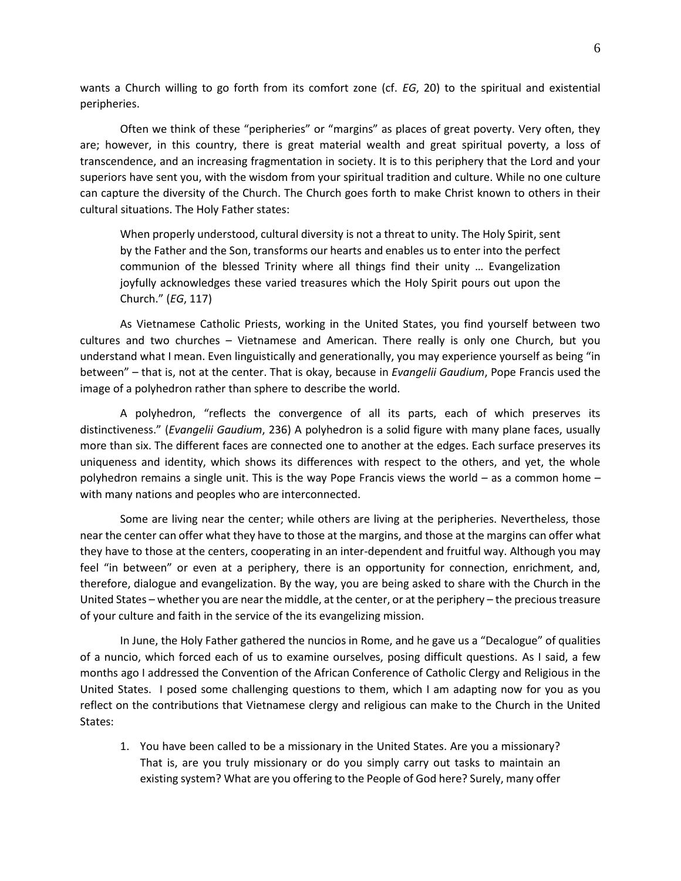wants a Church willing to go forth from its comfort zone (cf. *EG*, 20) to the spiritual and existential peripheries.

Often we think of these "peripheries" or "margins" as places of great poverty. Very often, they are; however, in this country, there is great material wealth and great spiritual poverty, a loss of transcendence, and an increasing fragmentation in society. It is to this periphery that the Lord and your superiors have sent you, with the wisdom from your spiritual tradition and culture. While no one culture can capture the diversity of the Church. The Church goes forth to make Christ known to others in their cultural situations. The Holy Father states:

> When properly understood, cultural diversity is not a threat to unity. The Holy Spirit, sent by the Father and the Son, transforms our hearts and enables us to enter into the perfect communion of the blessed Trinity where all things find their unity … Evangelization joyfully acknowledges these varied treasures which the Holy Spirit pours out upon the Church." (*EG*, 117)

As Vietnamese Catholic Priests, working in the United States, you find yourself between two cultures and two churches – Vietnamese and American. There really is only one Church, but you understand what I mean. Even linguistically and generationally, you may experience yourself as being "in between" – that is, not at the center. That is okay, because in *Evangelii Gaudium*, Pope Francis used the image of a polyhedron rather than sphere to describe the world.

A polyhedron, "reflects the convergence of all its parts, each of which preserves its distinctiveness." (*Evangelii Gaudium*, 236) A polyhedron is a solid figure with many plane faces, usually more than six. The different faces are connected one to another at the edges. Each surface preserves its uniqueness and identity, which shows its differences with respect to the others, and yet, the whole polyhedron remains a single unit. This is the way Pope Francis views the world – as a common home – with many nations and peoples who are interconnected.

Some are living near the center; while others are living at the peripheries. Nevertheless, those near the center can offer what they have to those at the margins, and those at the margins can offer what they have to those at the centers, cooperating in an inter-dependent and fruitful way. Although you may feel "in between" or even at a periphery, there is an opportunity for connection, enrichment, and, therefore, dialogue and evangelization. By the way, you are being asked to share with the Church in the United States – whether you are near the middle, at the center, or at the periphery – the precious treasure of your culture and faith in the service of the its evangelizing mission.

In June, the Holy Father gathered the nuncios in Rome, and he gave us a "Decalogue" of qualities of a nuncio, which forced each of us to examine ourselves, posing difficult questions. As I said, a few months ago I addressed the Convention of the African Conference of Catholic Clergy and Religious in the United States. I posed some challenging questions to them, which I am adapting now for you as you reflect on the contributions that Vietnamese clergy and religious can make to the Church in the United States:

1. You have been called to be a missionary in the United States. Are you a missionary? That is, are you truly missionary or do you simply carry out tasks to maintain an existing system? What are you offering to the People of God here? Surely, many offer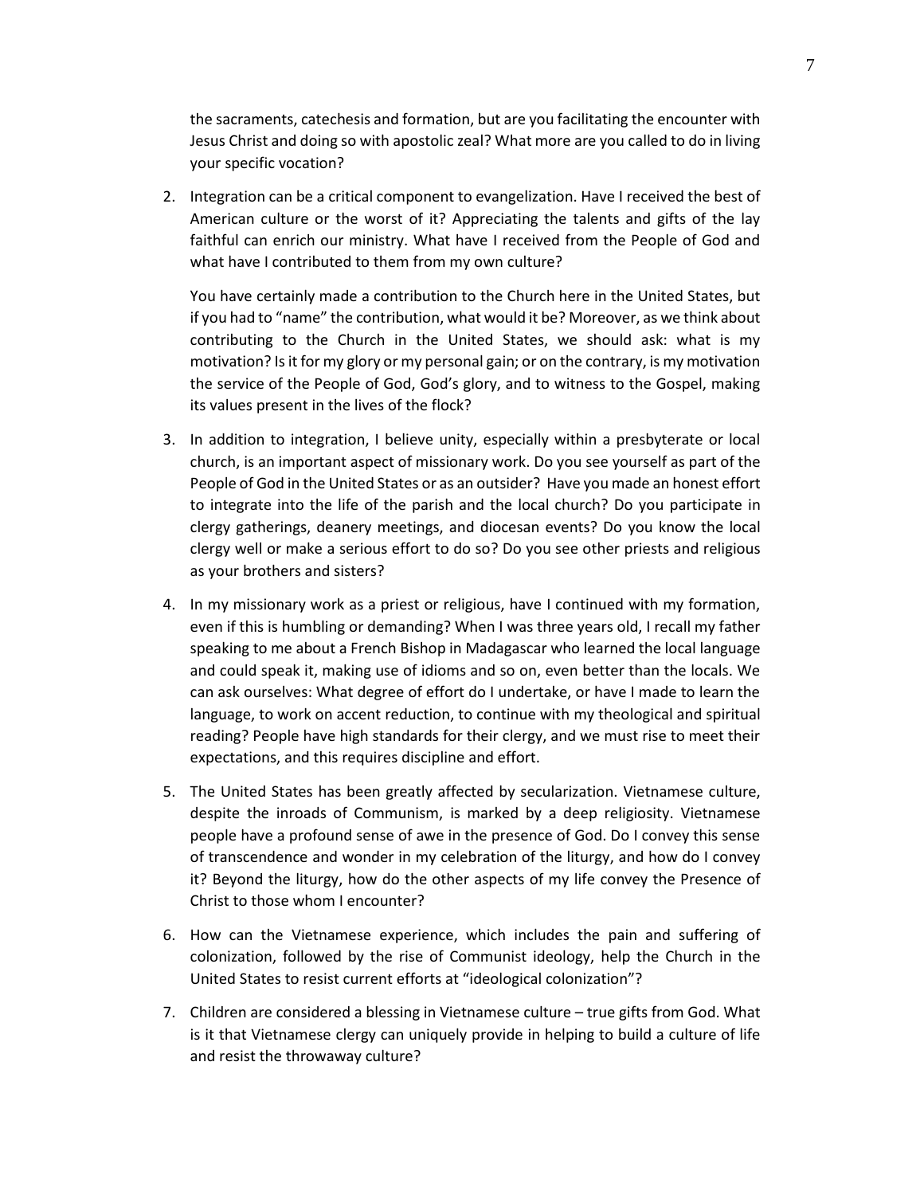the sacraments, catechesis and formation, but are you facilitating the encounter with Jesus Christ and doing so with apostolic zeal? What more are you called to do in living your specific vocation?

2. Integration can be a critical component to evangelization. Have I received the best of American culture or the worst of it? Appreciating the talents and gifts of the lay faithful can enrich our ministry. What have I received from the People of God and what have I contributed to them from my own culture?

   You have certainly made a contribution to the Church here in the United States, but if you had to "name" the contribution, what would it be? Moreover, as we think about contributing to the Church in the United States, we should ask: what is my motivation? Is it for my glory or my personal gain; or on the contrary, is my motivation the service of the People of God, God's glory, and to witness to the Gospel, making its values present in the lives of the flock?

3. In addition to integration, I believe unity, especially within a presbyterate or local church, is an important aspect of missionary work. Do you see yourself as part of the People of God in the United States or as an outsider? Have you made an honest effort to integrate into the life of the parish and the local church? Do you participate in clergy gatherings, deanery meetings, and diocesan events? Do you know the local clergy well or make a serious effort to do so? Do you see other priests and religious as your brothers and sisters?

4. In my missionary work as a priest or religious, have I continued with my formation, even if this is humbling or demanding? When I was three years old, I recall my father speaking to me about a French Bishop in Madagascar who learned the local language and could speak it, making use of idioms and so on, even better than the locals. We can ask ourselves: What degree of effort do I undertake, or have I made to learn the language, to work on accent reduction, to continue with my theological and spiritual reading? People have high standards for their clergy, and we must rise to meet their expectations, and this requires discipline and effort.

5. The United States has been greatly affected by secularization. Vietnamese culture, despite the inroads of Communism, is marked by a deep religiosity. Vietnamese people have a profound sense of awe in the presence of God. Do I convey this sense of transcendence and wonder in my celebration of the liturgy, and how do I convey it? Beyond the liturgy, how do the other aspects of my life convey the Presence of Christ to those whom I encounter?

6. How can the Vietnamese experience, which includes the pain and suffering of colonization, followed by the rise of Communist ideology, help the Church in the United States to resist current efforts at "ideological colonization"?

7. Children are considered a blessing in Vietnamese culture – true gifts from God. What is it that Vietnamese clergy can uniquely provide in helping to build a culture of life and resist the throwaway culture?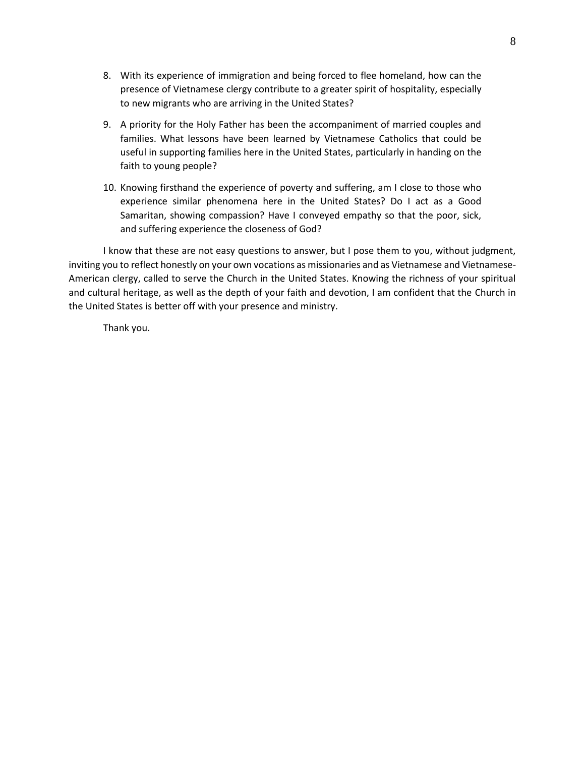8. With its experience of immigration and being forced to flee homeland, how can the presence of Vietnamese clergy contribute to a greater spirit of hospitality, especially to new migrants who are arriving in the United States?

9. A priority for the Holy Father has been the accompaniment of married couples and families. What lessons have been learned by Vietnamese Catholics that could be useful in supporting families here in the United States, particularly in handing on the faith to young people?

10. Knowing firsthand the experience of poverty and suffering, am I close to those who experience similar phenomena here in the United States? Do I act as a Good Samaritan, showing compassion? Have I conveyed empathy so that the poor, sick, and suffering experience the closeness of God?

I know that these are not easy questions to answer, but I pose them to you, without judgment, inviting you to reflect honestly on your own vocations as missionaries and as Vietnamese and Vietnamese-American clergy, called to serve the Church in the United States. Knowing the richness of your spiritual and cultural heritage, as well as the depth of your faith and devotion, I am confident that the Church in the United States is better off with your presence and ministry.

Thank you.